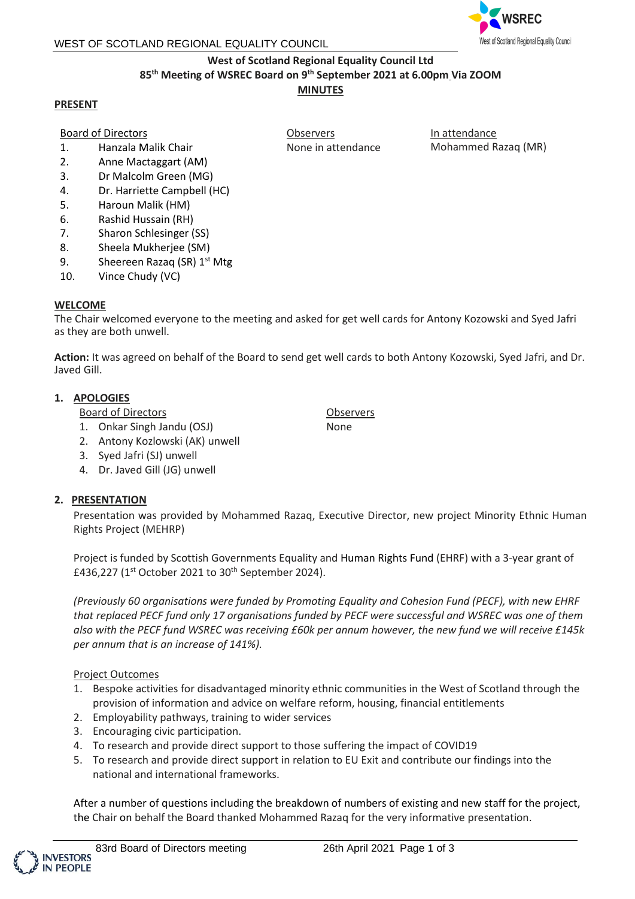WEST OF SCOTLAND REGIONAL EQUALITY COUNCIL

**West of Scotland Regional Equality Council Ltd**
**85th Meeting of WSREC Board on 9th September 2021 at 6.00pm Via ZOOM**
**MINUTES**

**PRESENT**

| Board of Directors | Observers | In attendance |
|---|---|---|
| 1. Hanzala Malik Chair | None in attendance | Mohammed Razaq (MR) |
| 2. Anne Mactaggart (AM) | | |
| 3. Dr Malcolm Green (MG) | | |
| 4. Dr. Harriette Campbell (HC) | | |
| 5. Haroun Malik (HM) | | |
| 6. Rashid Hussain (RH) | | |
| 7. Sharon Schlesinger (SS) | | |
| 8. Sheela Mukherjee (SM) | | |
| 9. Sheereen Razaq (SR) 1st Mtg | | |
| 10. Vince Chudy (VC) | | |

**WELCOME**

The Chair welcomed everyone to the meeting and asked for get well cards for Antony Kozowski and Syed Jafri as they are both unwell.

**Action:** It was agreed on behalf of the Board to send get well cards to both Antony Kozowski, Syed Jafri, and Dr. Javed Gill.

## 1. APOLOGIES

| Board of Directors | Observers |
|---|---|
| 1. Onkar Singh Jandu (OSJ) | None |
| 2. Antony Kozlowski (AK) unwell | |
| 3. Syed Jafri (SJ) unwell | |
| 4. Dr. Javed Gill (JG) unwell | |

## 2. PRESENTATION

Presentation was provided by Mohammed Razaq, Executive Director, new project Minority Ethnic Human Rights Project (MEHRP)

Project is funded by Scottish Governments Equality and Human Rights Fund (EHRF) with a 3-year grant of £436,227 (1st October 2021 to 30th September 2024).

*(Previously 60 organisations were funded by Promoting Equality and Cohesion Fund (PECF), with new EHRF that replaced PECF fund only 17 organisations funded by PECF were successful and WSREC was one of them also with the PECF fund WSREC was receiving £60k per annum however, the new fund we will receive £145k per annum that is an increase of 141%).*

Project Outcomes

1. Bespoke activities for disadvantaged minority ethnic communities in the West of Scotland through the provision of information and advice on welfare reform, housing, financial entitlements
2. Employability pathways, training to wider services
3. Encouraging civic participation.
4. To research and provide direct support to those suffering the impact of COVID19
5. To research and provide direct support in relation to EU Exit and contribute our findings into the national and international frameworks.

After a number of questions including the breakdown of numbers of existing and new staff for the project, the Chair on behalf the Board thanked Mohammed Razaq for the very informative presentation.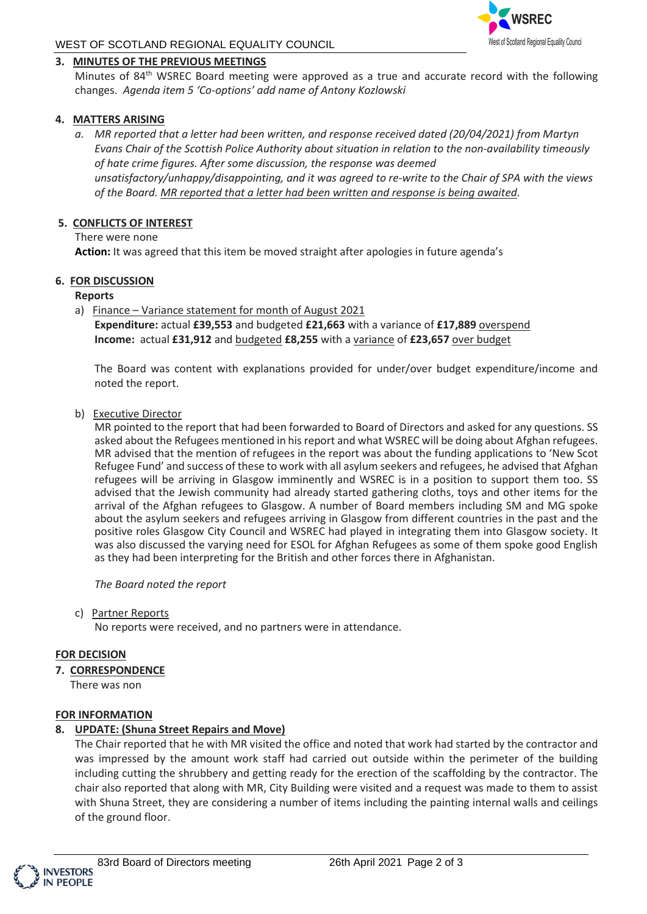### 3. MINUTES OF THE PREVIOUS MEETINGS

Minutes of 84th WSREC Board meeting were approved as a true and accurate record with the following changes. *Agenda item 5 'Co-options' add name of Antony Kozlowski*

### 4. MATTERS ARISING

a. *MR reported that a letter had been written, and response received dated (20/04/2021) from Martyn Evans Chair of the Scottish Police Authority about situation in relation to the non-availability timeously of hate crime figures. After some discussion, the response was deemed unsatisfactory/unhappy/disappointing, and it was agreed to re-write to the Chair of SPA with the views of the Board. MR reported that a letter had been written and response is being awaited.*

### 5. CONFLICTS OF INTEREST

There were none

**Action:** It was agreed that this item be moved straight after apologies in future agenda's

### 6. FOR DISCUSSION

**Reports**

a) Finance – Variance statement for month of August 2021

**Expenditure:** actual **£39,553** and budgeted **£21,663** with a variance of **£17,889** overspend
**Income:** actual **£31,912** and budgeted **£8,255** with a variance of **£23,657** over budget

The Board was content with explanations provided for under/over budget expenditure/income and noted the report.

b) Executive Director

MR pointed to the report that had been forwarded to Board of Directors and asked for any questions. SS asked about the Refugees mentioned in his report and what WSREC will be doing about Afghan refugees. MR advised that the mention of refugees in the report was about the funding applications to 'New Scot Refugee Fund' and success of these to work with all asylum seekers and refugees, he advised that Afghan refugees will be arriving in Glasgow imminently and WSREC is in a position to support them too. SS advised that the Jewish community had already started gathering cloths, toys and other items for the arrival of the Afghan refugees to Glasgow. A number of Board members including SM and MG spoke about the asylum seekers and refugees arriving in Glasgow from different countries in the past and the positive roles Glasgow City Council and WSREC had played in integrating them into Glasgow society. It was also discussed the varying need for ESOL for Afghan Refugees as some of them spoke good English as they had been interpreting for the British and other forces there in Afghanistan.

*The Board noted the report*

c) Partner Reports

No reports were received, and no partners were in attendance.

### FOR DECISION

### 7. CORRESPONDENCE

There was non

### FOR INFORMATION

### 8. UPDATE: (Shuna Street Repairs and Move)

The Chair reported that he with MR visited the office and noted that work had started by the contractor and was impressed by the amount work staff had carried out outside within the perimeter of the building including cutting the shrubbery and getting ready for the erection of the scaffolding by the contractor. The chair also reported that along with MR, City Building were visited and a request was made to them to assist with Shuna Street, they are considering a number of items including the painting internal walls and ceilings of the ground floor.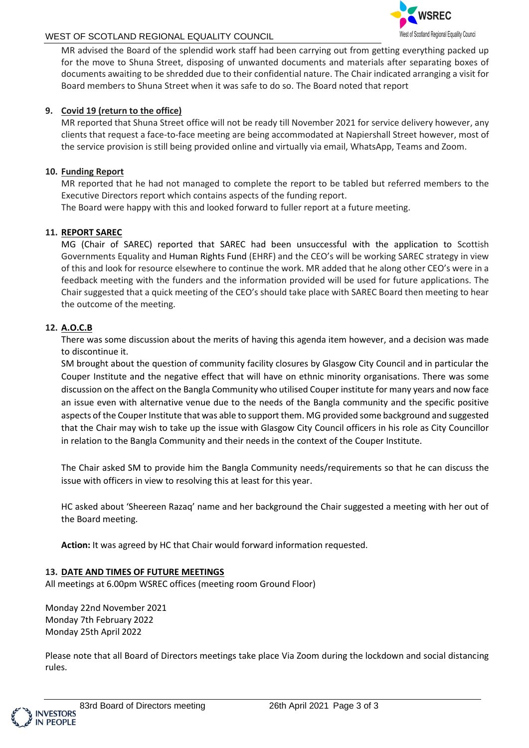MR advised the Board of the splendid work staff had been carrying out from getting everything packed up for the move to Shuna Street, disposing of unwanted documents and materials after separating boxes of documents awaiting to be shredded due to their confidential nature. The Chair indicated arranging a visit for Board members to Shuna Street when it was safe to do so. The Board noted that report

**9. Covid 19 (return to the office)**

MR reported that Shuna Street office will not be ready till November 2021 for service delivery however, any clients that request a face-to-face meeting are being accommodated at Napiershall Street however, most of the service provision is still being provided online and virtually via email, WhatsApp, Teams and Zoom.

**10. Funding Report**

MR reported that he had not managed to complete the report to be tabled but referred members to the Executive Directors report which contains aspects of the funding report.
The Board were happy with this and looked forward to fuller report at a future meeting.

**11. REPORT SAREC**

MG (Chair of SAREC) reported that SAREC had been unsuccessful with the application to Scottish Governments Equality and Human Rights Fund (EHRF) and the CEO's will be working SAREC strategy in view of this and look for resource elsewhere to continue the work. MR added that he along other CEO's were in a feedback meeting with the funders and the information provided will be used for future applications. The Chair suggested that a quick meeting of the CEO's should take place with SAREC Board then meeting to hear the outcome of the meeting.

**12. A.O.C.B**

There was some discussion about the merits of having this agenda item however, and a decision was made to discontinue it.
SM brought about the question of community facility closures by Glasgow City Council and in particular the Couper Institute and the negative effect that will have on ethnic minority organisations. There was some discussion on the affect on the Bangla Community who utilised Couper institute for many years and now face an issue even with alternative venue due to the needs of the Bangla community and the specific positive aspects of the Couper Institute that was able to support them. MG provided some background and suggested that the Chair may wish to take up the issue with Glasgow City Council officers in his role as City Councillor in relation to the Bangla Community and their needs in the context of the Couper Institute.

The Chair asked SM to provide him the Bangla Community needs/requirements so that he can discuss the issue with officers in view to resolving this at least for this year.

HC asked about 'Sheereen Razaq' name and her background the Chair suggested a meeting with her out of the Board meeting.

**Action:** It was agreed by HC that Chair would forward information requested.

**13. DATE AND TIMES OF FUTURE MEETINGS**

All meetings at 6.00pm WSREC offices (meeting room Ground Floor)

Monday 22nd November 2021
Monday 7th February 2022
Monday 25th April 2022

Please note that all Board of Directors meetings take place Via Zoom during the lockdown and social distancing rules.